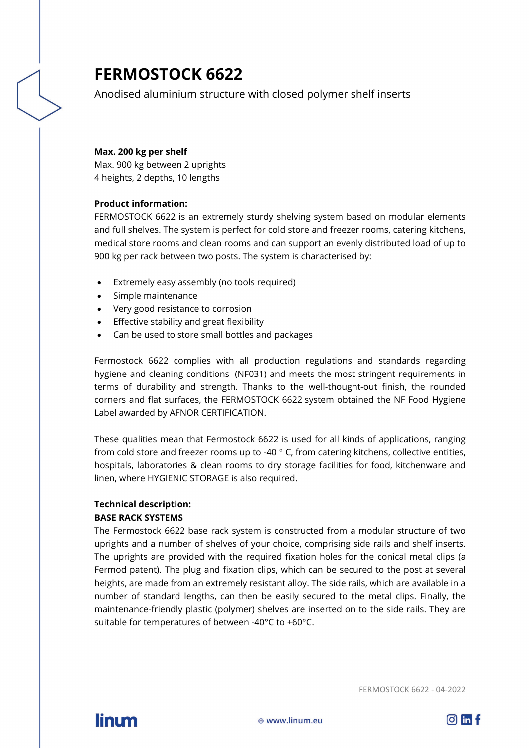# FERMOSTOCK 6622

Anodised aluminium structure with closed polymer shelf inserts

**Max. 200 kg per shelf**
Max. 900 kg between 2 uprights
4 heights, 2 depths, 10 lengths

**Product information:**
FERMOSTOCK 6622 is an extremely sturdy shelving system based on modular elements and full shelves. The system is perfect for cold store and freezer rooms, catering kitchens, medical store rooms and clean rooms and can support an evenly distributed load of up to 900 kg per rack between two posts. The system is characterised by:

- Extremely easy assembly (no tools required)
- Simple maintenance
- Very good resistance to corrosion
- Effective stability and great flexibility
- Can be used to store small bottles and packages

Fermostock 6622 complies with all production regulations and standards regarding hygiene and cleaning conditions (NF031) and meets the most stringent requirements in terms of durability and strength. Thanks to the well-thought-out finish, the rounded corners and flat surfaces, the FERMOSTOCK 6622 system obtained the NF Food Hygiene Label awarded by AFNOR CERTIFICATION.

These qualities mean that Fermostock 6622 is used for all kinds of applications, ranging from cold store and freezer rooms up to -40 ° C, from catering kitchens, collective entities, hospitals, laboratories & clean rooms to dry storage facilities for food, kitchenware and linen, where HYGIENIC STORAGE is also required.

**Technical description:**
**BASE RACK SYSTEMS**
The Fermostock 6622 base rack system is constructed from a modular structure of two uprights and a number of shelves of your choice, comprising side rails and shelf inserts. The uprights are provided with the required fixation holes for the conical metal clips (a Fermod patent). The plug and fixation clips, which can be secured to the post at several heights, are made from an extremely resistant alloy. The side rails, which are available in a number of standard lengths, can then be easily secured to the metal clips. Finally, the maintenance-friendly plastic (polymer) shelves are inserted on to the side rails. They are suitable for temperatures of between -40°C to +60°C.

FERMOSTOCK 6622 - 04-2022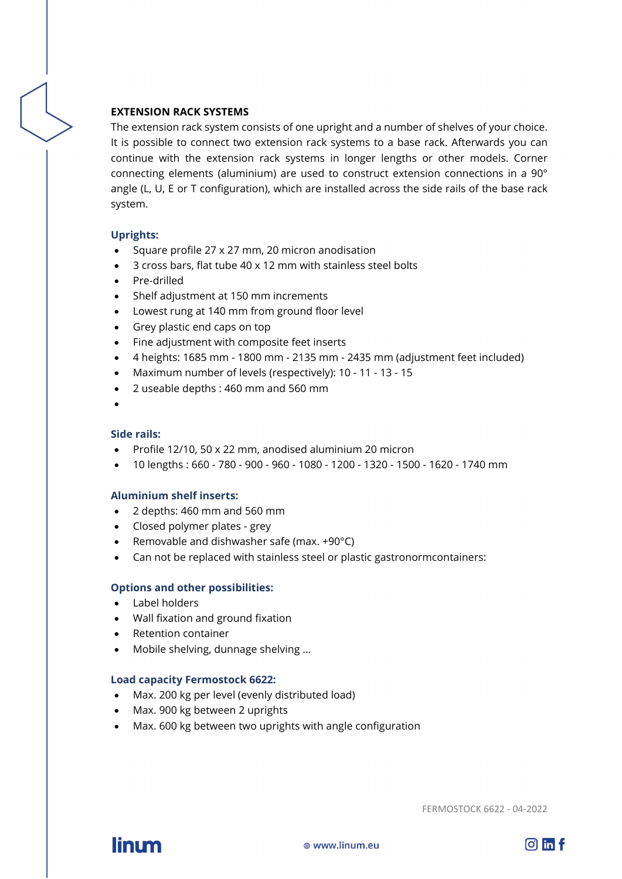## EXTENSION RACK SYSTEMS

The extension rack system consists of one upright and a number of shelves of your choice. It is possible to connect two extension rack systems to a base rack. Afterwards you can continue with the extension rack systems in longer lengths or other models. Corner connecting elements (aluminium) are used to construct extension connections in a 90° angle (L, U, E or T configuration), which are installed across the side rails of the base rack system.

### Uprights:

- Square profile 27 x 27 mm, 20 micron anodisation
- 3 cross bars, flat tube 40 x 12 mm with stainless steel bolts
- Pre-drilled
- Shelf adjustment at 150 mm increments
- Lowest rung at 140 mm from ground floor level
- Grey plastic end caps on top
- Fine adjustment with composite feet inserts
- 4 heights: 1685 mm - 1800 mm - 2135 mm - 2435 mm (adjustment feet included)
- Maximum number of levels (respectively): 10 - 11 - 13 - 15
- 2 useable depths : 460 mm and 560 mm

### Side rails:

- Profile 12/10, 50 x 22 mm, anodised aluminium 20 micron
- 10 lengths : 660 - 780 - 900 - 960 - 1080 - 1200 - 1320 - 1500 - 1620 - 1740 mm

### Aluminium shelf inserts:

- 2 depths: 460 mm and 560 mm
- Closed polymer plates - grey
- Removable and dishwasher safe (max. +90°C)
- Can not be replaced with stainless steel or plastic gastronormcontainers:

### Options and other possibilities:

- Label holders
- Wall fixation and ground fixation
- Retention container
- Mobile shelving, dunnage shelving ...

### Load capacity Fermostock 6622:

- Max. 200 kg per level (evenly distributed load)
- Max. 900 kg between 2 uprights
- Max. 600 kg between two uprights with angle configuration

FERMOSTOCK 6622 - 04-2022

linum

www.linum.eu